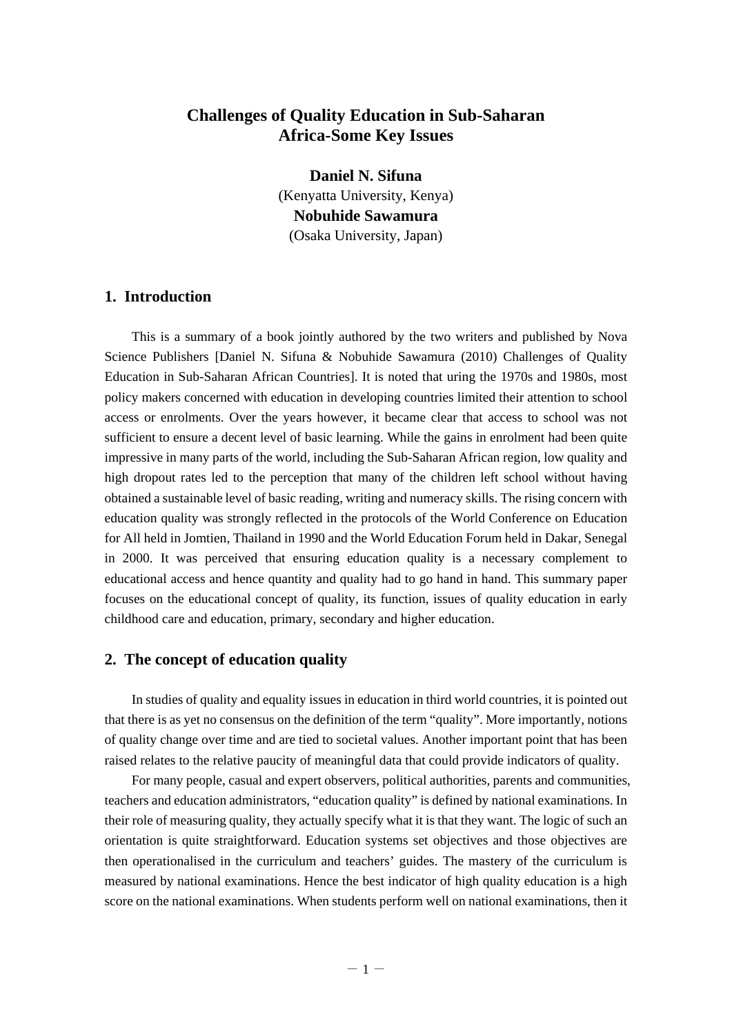# Challenges of Quality Education in Sub-Saharan Africa-Some Key Issues

**Daniel N. Sifuna**
(Kenyatta University, Kenya)
**Nobuhide Sawamura**
(Osaka University, Japan)

## 1. Introduction

This is a summary of a book jointly authored by the two writers and published by Nova Science Publishers [Daniel N. Sifuna & Nobuhide Sawamura (2010) Challenges of Quality Education in Sub-Saharan African Countries]. It is noted that uring the 1970s and 1980s, most policy makers concerned with education in developing countries limited their attention to school access or enrolments. Over the years however, it became clear that access to school was not sufficient to ensure a decent level of basic learning. While the gains in enrolment had been quite impressive in many parts of the world, including the Sub-Saharan African region, low quality and high dropout rates led to the perception that many of the children left school without having obtained a sustainable level of basic reading, writing and numeracy skills. The rising concern with education quality was strongly reflected in the protocols of the World Conference on Education for All held in Jomtien, Thailand in 1990 and the World Education Forum held in Dakar, Senegal in 2000. It was perceived that ensuring education quality is a necessary complement to educational access and hence quantity and quality had to go hand in hand. This summary paper focuses on the educational concept of quality, its function, issues of quality education in early childhood care and education, primary, secondary and higher education.

## 2. The concept of education quality

In studies of quality and equality issues in education in third world countries, it is pointed out that there is as yet no consensus on the definition of the term "quality". More importantly, notions of quality change over time and are tied to societal values. Another important point that has been raised relates to the relative paucity of meaningful data that could provide indicators of quality.

For many people, casual and expert observers, political authorities, parents and communities, teachers and education administrators, "education quality" is defined by national examinations. In their role of measuring quality, they actually specify what it is that they want. The logic of such an orientation is quite straightforward. Education systems set objectives and those objectives are then operationalised in the curriculum and teachers' guides. The mastery of the curriculum is measured by national examinations. Hence the best indicator of high quality education is a high score on the national examinations. When students perform well on national examinations, then it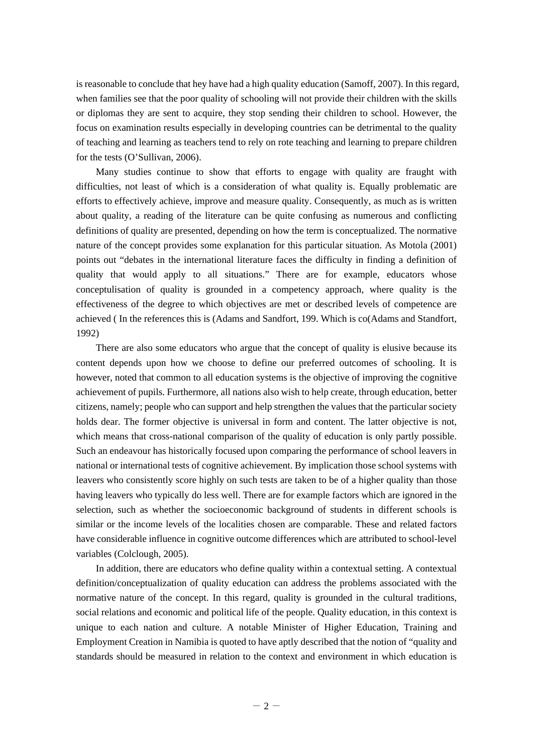is reasonable to conclude that hey have had a high quality education (Samoff, 2007). In this regard, when families see that the poor quality of schooling will not provide their children with the skills or diplomas they are sent to acquire, they stop sending their children to school. However, the focus on examination results especially in developing countries can be detrimental to the quality of teaching and learning as teachers tend to rely on rote teaching and learning to prepare children for the tests (O'Sullivan, 2006).

Many studies continue to show that efforts to engage with quality are fraught with difficulties, not least of which is a consideration of what quality is. Equally problematic are efforts to effectively achieve, improve and measure quality. Consequently, as much as is written about quality, a reading of the literature can be quite confusing as numerous and conflicting definitions of quality are presented, depending on how the term is conceptualized. The normative nature of the concept provides some explanation for this particular situation. As Motola (2001) points out "debates in the international literature faces the difficulty in finding a definition of quality that would apply to all situations." There are for example, educators whose conceptulisation of quality is grounded in a competency approach, where quality is the effectiveness of the degree to which objectives are met or described levels of competence are achieved ( In the references this is (Adams and Sandfort, 199. Which is co(Adams and Standfort, 1992)

There are also some educators who argue that the concept of quality is elusive because its content depends upon how we choose to define our preferred outcomes of schooling. It is however, noted that common to all education systems is the objective of improving the cognitive achievement of pupils. Furthermore, all nations also wish to help create, through education, better citizens, namely; people who can support and help strengthen the values that the particular society holds dear. The former objective is universal in form and content. The latter objective is not, which means that cross-national comparison of the quality of education is only partly possible. Such an endeavour has historically focused upon comparing the performance of school leavers in national or international tests of cognitive achievement. By implication those school systems with leavers who consistently score highly on such tests are taken to be of a higher quality than those having leavers who typically do less well. There are for example factors which are ignored in the selection, such as whether the socioeconomic background of students in different schools is similar or the income levels of the localities chosen are comparable. These and related factors have considerable influence in cognitive outcome differences which are attributed to school-level variables (Colclough, 2005).

In addition, there are educators who define quality within a contextual setting. A contextual definition/conceptualization of quality education can address the problems associated with the normative nature of the concept. In this regard, quality is grounded in the cultural traditions, social relations and economic and political life of the people. Quality education, in this context is unique to each nation and culture. A notable Minister of Higher Education, Training and Employment Creation in Namibia is quoted to have aptly described that the notion of "quality and standards should be measured in relation to the context and environment in which education is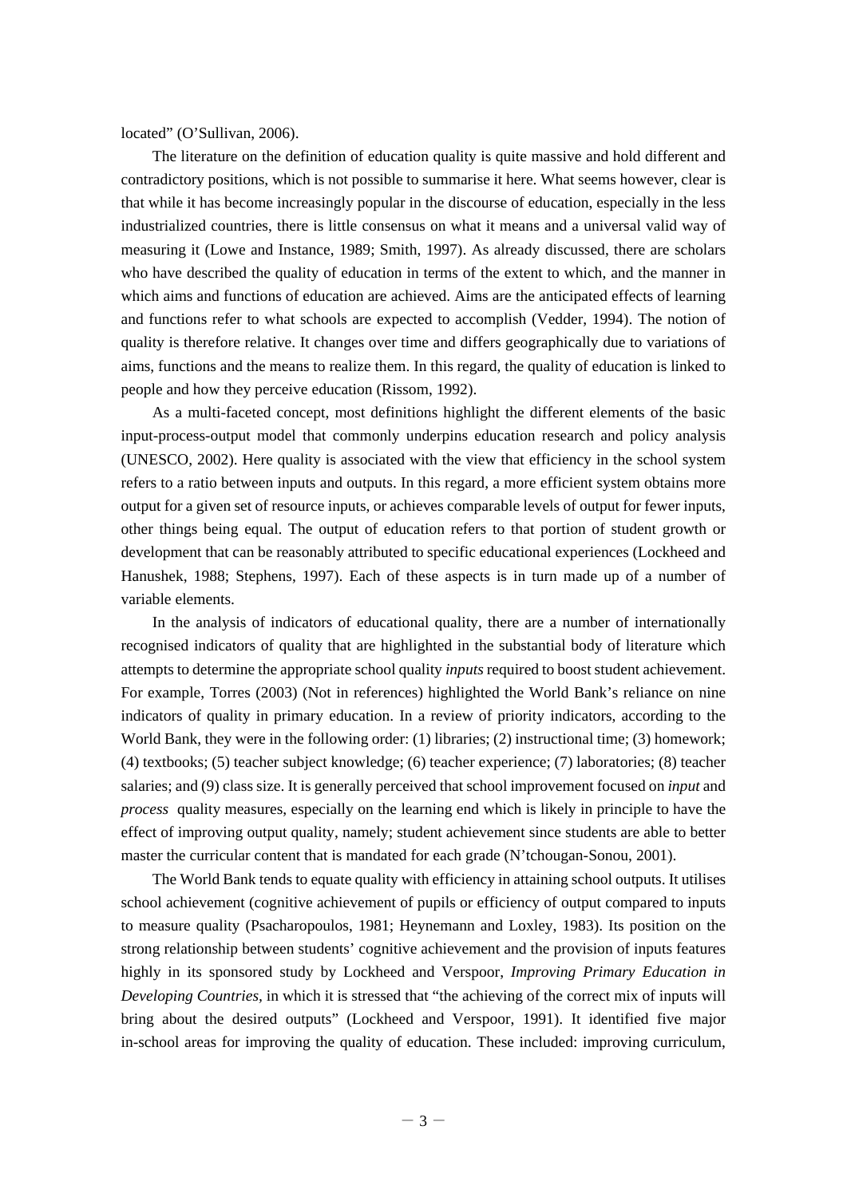located" (O'Sullivan, 2006).

The literature on the definition of education quality is quite massive and hold different and contradictory positions, which is not possible to summarise it here. What seems however, clear is that while it has become increasingly popular in the discourse of education, especially in the less industrialized countries, there is little consensus on what it means and a universal valid way of measuring it (Lowe and Instance, 1989; Smith, 1997). As already discussed, there are scholars who have described the quality of education in terms of the extent to which, and the manner in which aims and functions of education are achieved. Aims are the anticipated effects of learning and functions refer to what schools are expected to accomplish (Vedder, 1994). The notion of quality is therefore relative. It changes over time and differs geographically due to variations of aims, functions and the means to realize them. In this regard, the quality of education is linked to people and how they perceive education (Rissom, 1992).

As a multi-faceted concept, most definitions highlight the different elements of the basic input-process-output model that commonly underpins education research and policy analysis (UNESCO, 2002). Here quality is associated with the view that efficiency in the school system refers to a ratio between inputs and outputs. In this regard, a more efficient system obtains more output for a given set of resource inputs, or achieves comparable levels of output for fewer inputs, other things being equal. The output of education refers to that portion of student growth or development that can be reasonably attributed to specific educational experiences (Lockheed and Hanushek, 1988; Stephens, 1997). Each of these aspects is in turn made up of a number of variable elements.

In the analysis of indicators of educational quality, there are a number of internationally recognised indicators of quality that are highlighted in the substantial body of literature which attempts to determine the appropriate school quality *inputs* required to boost student achievement. For example, Torres (2003) (Not in references) highlighted the World Bank's reliance on nine indicators of quality in primary education. In a review of priority indicators, according to the World Bank, they were in the following order: (1) libraries; (2) instructional time; (3) homework; (4) textbooks; (5) teacher subject knowledge; (6) teacher experience; (7) laboratories; (8) teacher salaries; and (9) class size. It is generally perceived that school improvement focused on *input* and *process* quality measures, especially on the learning end which is likely in principle to have the effect of improving output quality, namely; student achievement since students are able to better master the curricular content that is mandated for each grade (N'tchougan-Sonou, 2001).

The World Bank tends to equate quality with efficiency in attaining school outputs. It utilises school achievement (cognitive achievement of pupils or efficiency of output compared to inputs to measure quality (Psacharopoulos, 1981; Heynemann and Loxley, 1983). Its position on the strong relationship between students' cognitive achievement and the provision of inputs features highly in its sponsored study by Lockheed and Verspoor, *Improving Primary Education in Developing Countries*, in which it is stressed that "the achieving of the correct mix of inputs will bring about the desired outputs" (Lockheed and Verspoor, 1991). It identified five major in-school areas for improving the quality of education. These included: improving curriculum,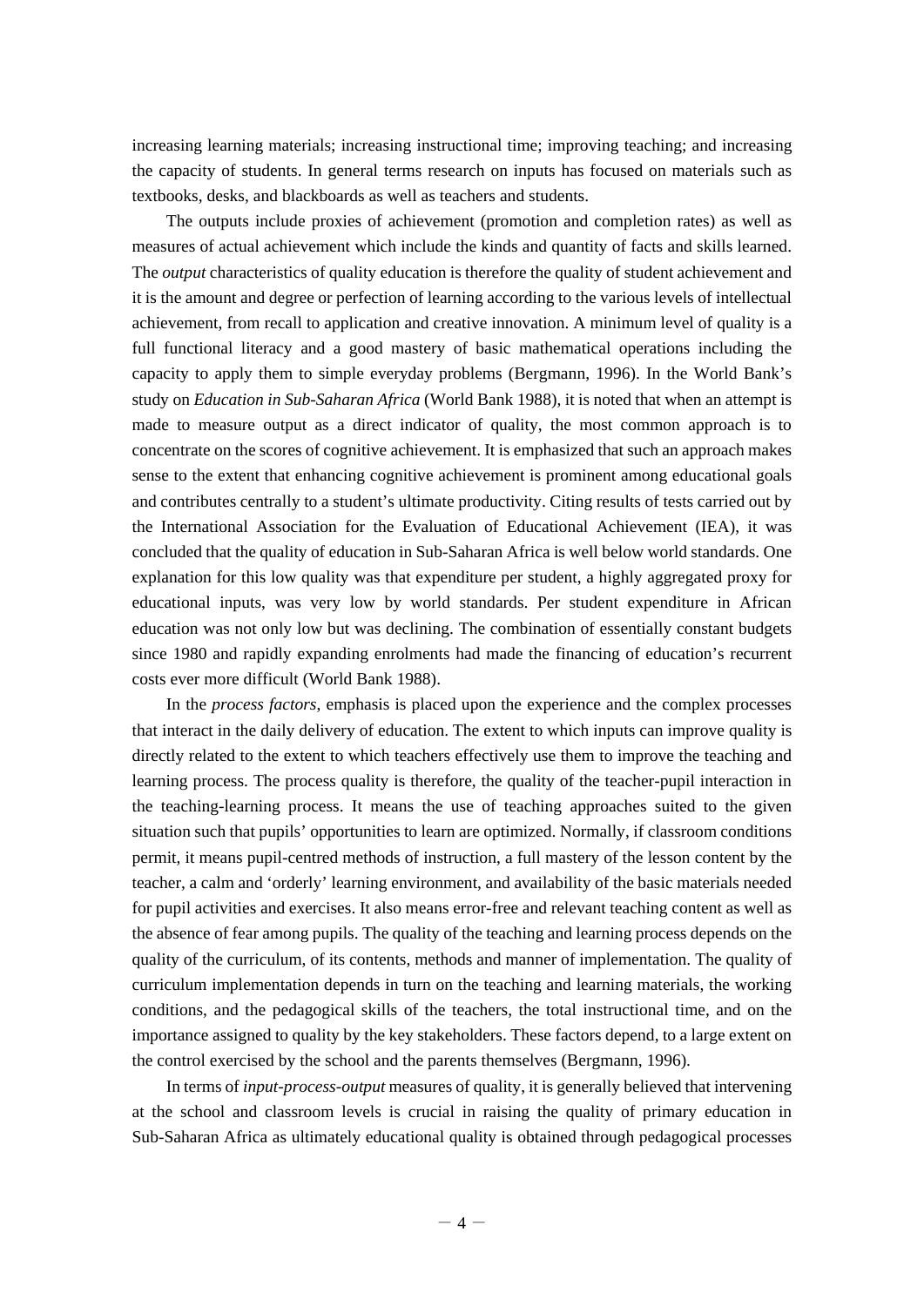increasing learning materials; increasing instructional time; improving teaching; and increasing the capacity of students. In general terms research on inputs has focused on materials such as textbooks, desks, and blackboards as well as teachers and students.

The outputs include proxies of achievement (promotion and completion rates) as well as measures of actual achievement which include the kinds and quantity of facts and skills learned. The *output* characteristics of quality education is therefore the quality of student achievement and it is the amount and degree or perfection of learning according to the various levels of intellectual achievement, from recall to application and creative innovation. A minimum level of quality is a full functional literacy and a good mastery of basic mathematical operations including the capacity to apply them to simple everyday problems (Bergmann, 1996). In the World Bank's study on *Education in Sub-Saharan Africa* (World Bank 1988), it is noted that when an attempt is made to measure output as a direct indicator of quality, the most common approach is to concentrate on the scores of cognitive achievement. It is emphasized that such an approach makes sense to the extent that enhancing cognitive achievement is prominent among educational goals and contributes centrally to a student's ultimate productivity. Citing results of tests carried out by the International Association for the Evaluation of Educational Achievement (IEA), it was concluded that the quality of education in Sub-Saharan Africa is well below world standards. One explanation for this low quality was that expenditure per student, a highly aggregated proxy for educational inputs, was very low by world standards. Per student expenditure in African education was not only low but was declining. The combination of essentially constant budgets since 1980 and rapidly expanding enrolments had made the financing of education's recurrent costs ever more difficult (World Bank 1988).

In the *process factors*, emphasis is placed upon the experience and the complex processes that interact in the daily delivery of education. The extent to which inputs can improve quality is directly related to the extent to which teachers effectively use them to improve the teaching and learning process. The process quality is therefore, the quality of the teacher-pupil interaction in the teaching-learning process. It means the use of teaching approaches suited to the given situation such that pupils' opportunities to learn are optimized. Normally, if classroom conditions permit, it means pupil-centred methods of instruction, a full mastery of the lesson content by the teacher, a calm and 'orderly' learning environment, and availability of the basic materials needed for pupil activities and exercises. It also means error-free and relevant teaching content as well as the absence of fear among pupils. The quality of the teaching and learning process depends on the quality of the curriculum, of its contents, methods and manner of implementation. The quality of curriculum implementation depends in turn on the teaching and learning materials, the working conditions, and the pedagogical skills of the teachers, the total instructional time, and on the importance assigned to quality by the key stakeholders. These factors depend, to a large extent on the control exercised by the school and the parents themselves (Bergmann, 1996).

In terms of *input-process-output* measures of quality, it is generally believed that intervening at the school and classroom levels is crucial in raising the quality of primary education in Sub-Saharan Africa as ultimately educational quality is obtained through pedagogical processes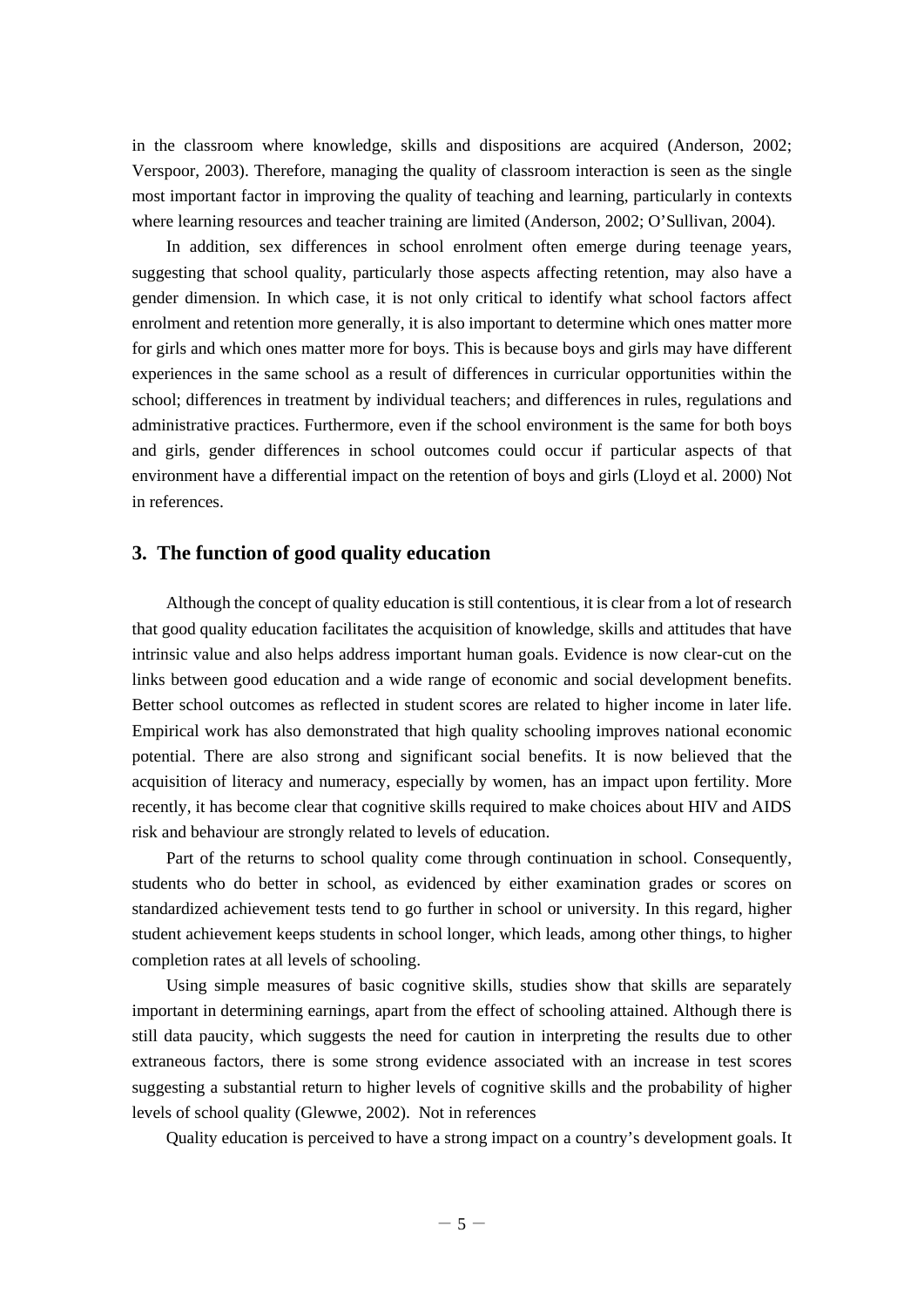in the classroom where knowledge, skills and dispositions are acquired (Anderson, 2002; Verspoor, 2003). Therefore, managing the quality of classroom interaction is seen as the single most important factor in improving the quality of teaching and learning, particularly in contexts where learning resources and teacher training are limited (Anderson, 2002; O'Sullivan, 2004).

In addition, sex differences in school enrolment often emerge during teenage years, suggesting that school quality, particularly those aspects affecting retention, may also have a gender dimension. In which case, it is not only critical to identify what school factors affect enrolment and retention more generally, it is also important to determine which ones matter more for girls and which ones matter more for boys. This is because boys and girls may have different experiences in the same school as a result of differences in curricular opportunities within the school; differences in treatment by individual teachers; and differences in rules, regulations and administrative practices. Furthermore, even if the school environment is the same for both boys and girls, gender differences in school outcomes could occur if particular aspects of that environment have a differential impact on the retention of boys and girls (Lloyd et al. 2000) Not in references.

## 3. The function of good quality education

Although the concept of quality education is still contentious, it is clear from a lot of research that good quality education facilitates the acquisition of knowledge, skills and attitudes that have intrinsic value and also helps address important human goals. Evidence is now clear-cut on the links between good education and a wide range of economic and social development benefits. Better school outcomes as reflected in student scores are related to higher income in later life. Empirical work has also demonstrated that high quality schooling improves national economic potential. There are also strong and significant social benefits. It is now believed that the acquisition of literacy and numeracy, especially by women, has an impact upon fertility. More recently, it has become clear that cognitive skills required to make choices about HIV and AIDS risk and behaviour are strongly related to levels of education.

Part of the returns to school quality come through continuation in school. Consequently, students who do better in school, as evidenced by either examination grades or scores on standardized achievement tests tend to go further in school or university. In this regard, higher student achievement keeps students in school longer, which leads, among other things, to higher completion rates at all levels of schooling.

Using simple measures of basic cognitive skills, studies show that skills are separately important in determining earnings, apart from the effect of schooling attained. Although there is still data paucity, which suggests the need for caution in interpreting the results due to other extraneous factors, there is some strong evidence associated with an increase in test scores suggesting a substantial return to higher levels of cognitive skills and the probability of higher levels of school quality (Glewwe, 2002). Not in references

Quality education is perceived to have a strong impact on a country's development goals. It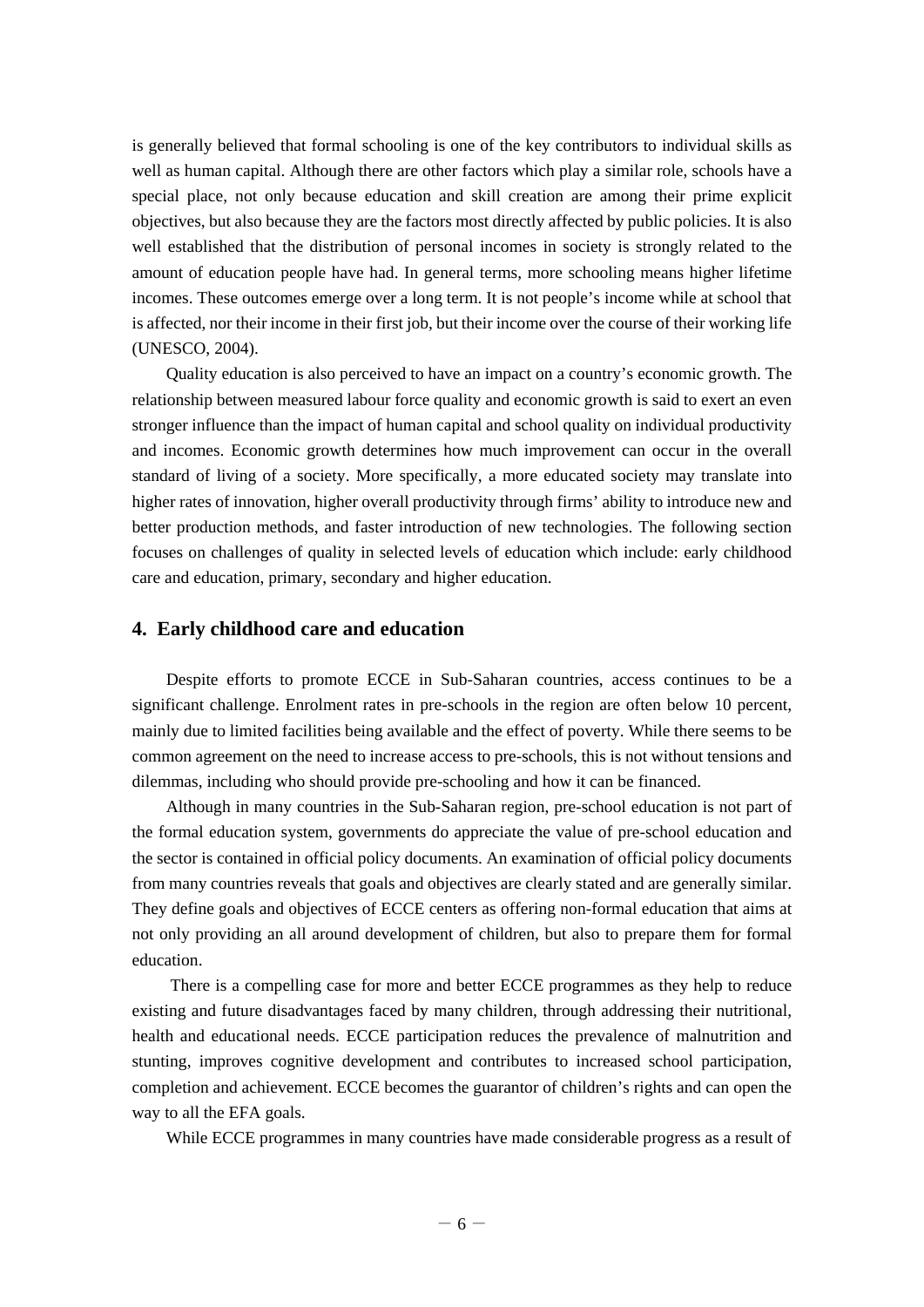is generally believed that formal schooling is one of the key contributors to individual skills as well as human capital. Although there are other factors which play a similar role, schools have a special place, not only because education and skill creation are among their prime explicit objectives, but also because they are the factors most directly affected by public policies. It is also well established that the distribution of personal incomes in society is strongly related to the amount of education people have had. In general terms, more schooling means higher lifetime incomes. These outcomes emerge over a long term. It is not people's income while at school that is affected, nor their income in their first job, but their income over the course of their working life (UNESCO, 2004).

Quality education is also perceived to have an impact on a country's economic growth. The relationship between measured labour force quality and economic growth is said to exert an even stronger influence than the impact of human capital and school quality on individual productivity and incomes. Economic growth determines how much improvement can occur in the overall standard of living of a society. More specifically, a more educated society may translate into higher rates of innovation, higher overall productivity through firms' ability to introduce new and better production methods, and faster introduction of new technologies. The following section focuses on challenges of quality in selected levels of education which include: early childhood care and education, primary, secondary and higher education.

## 4. Early childhood care and education

Despite efforts to promote ECCE in Sub-Saharan countries, access continues to be a significant challenge. Enrolment rates in pre-schools in the region are often below 10 percent, mainly due to limited facilities being available and the effect of poverty. While there seems to be common agreement on the need to increase access to pre-schools, this is not without tensions and dilemmas, including who should provide pre-schooling and how it can be financed.

Although in many countries in the Sub-Saharan region, pre-school education is not part of the formal education system, governments do appreciate the value of pre-school education and the sector is contained in official policy documents. An examination of official policy documents from many countries reveals that goals and objectives are clearly stated and are generally similar. They define goals and objectives of ECCE centers as offering non-formal education that aims at not only providing an all around development of children, but also to prepare them for formal education.

There is a compelling case for more and better ECCE programmes as they help to reduce existing and future disadvantages faced by many children, through addressing their nutritional, health and educational needs. ECCE participation reduces the prevalence of malnutrition and stunting, improves cognitive development and contributes to increased school participation, completion and achievement. ECCE becomes the guarantor of children's rights and can open the way to all the EFA goals.

While ECCE programmes in many countries have made considerable progress as a result of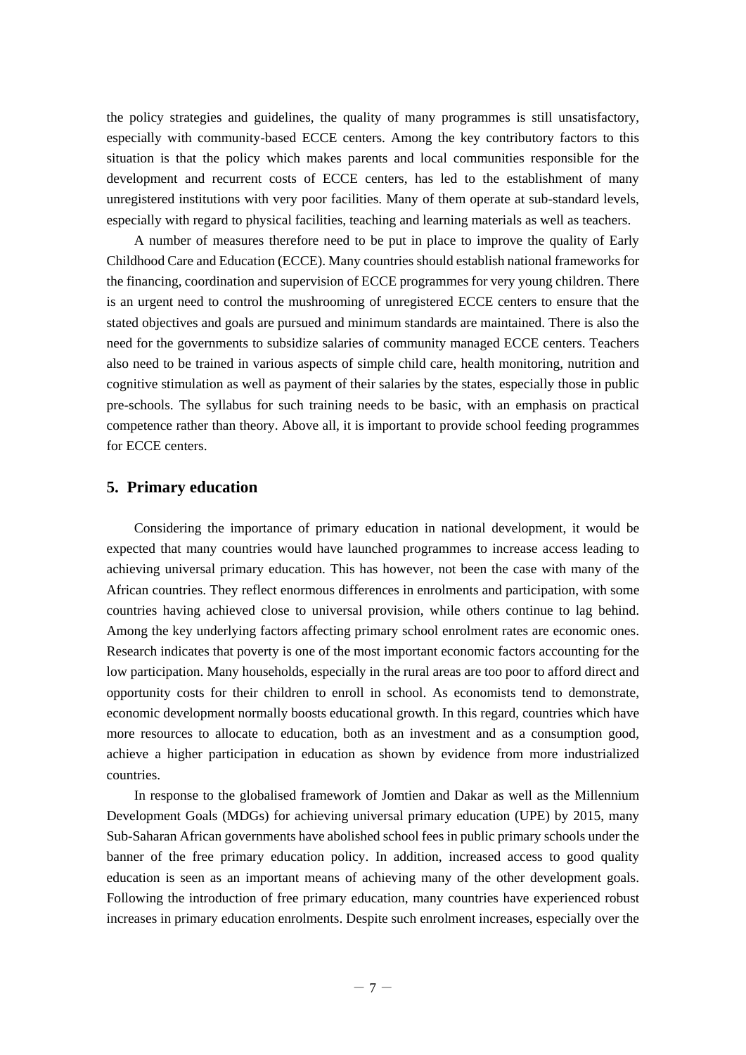the policy strategies and guidelines, the quality of many programmes is still unsatisfactory, especially with community-based ECCE centers. Among the key contributory factors to this situation is that the policy which makes parents and local communities responsible for the development and recurrent costs of ECCE centers, has led to the establishment of many unregistered institutions with very poor facilities. Many of them operate at sub-standard levels, especially with regard to physical facilities, teaching and learning materials as well as teachers.

A number of measures therefore need to be put in place to improve the quality of Early Childhood Care and Education (ECCE). Many countries should establish national frameworks for the financing, coordination and supervision of ECCE programmes for very young children. There is an urgent need to control the mushrooming of unregistered ECCE centers to ensure that the stated objectives and goals are pursued and minimum standards are maintained. There is also the need for the governments to subsidize salaries of community managed ECCE centers. Teachers also need to be trained in various aspects of simple child care, health monitoring, nutrition and cognitive stimulation as well as payment of their salaries by the states, especially those in public pre-schools. The syllabus for such training needs to be basic, with an emphasis on practical competence rather than theory. Above all, it is important to provide school feeding programmes for ECCE centers.

## 5. Primary education

Considering the importance of primary education in national development, it would be expected that many countries would have launched programmes to increase access leading to achieving universal primary education. This has however, not been the case with many of the African countries. They reflect enormous differences in enrolments and participation, with some countries having achieved close to universal provision, while others continue to lag behind. Among the key underlying factors affecting primary school enrolment rates are economic ones. Research indicates that poverty is one of the most important economic factors accounting for the low participation. Many households, especially in the rural areas are too poor to afford direct and opportunity costs for their children to enroll in school. As economists tend to demonstrate, economic development normally boosts educational growth. In this regard, countries which have more resources to allocate to education, both as an investment and as a consumption good, achieve a higher participation in education as shown by evidence from more industrialized countries.

In response to the globalised framework of Jomtien and Dakar as well as the Millennium Development Goals (MDGs) for achieving universal primary education (UPE) by 2015, many Sub-Saharan African governments have abolished school fees in public primary schools under the banner of the free primary education policy. In addition, increased access to good quality education is seen as an important means of achieving many of the other development goals. Following the introduction of free primary education, many countries have experienced robust increases in primary education enrolments. Despite such enrolment increases, especially over the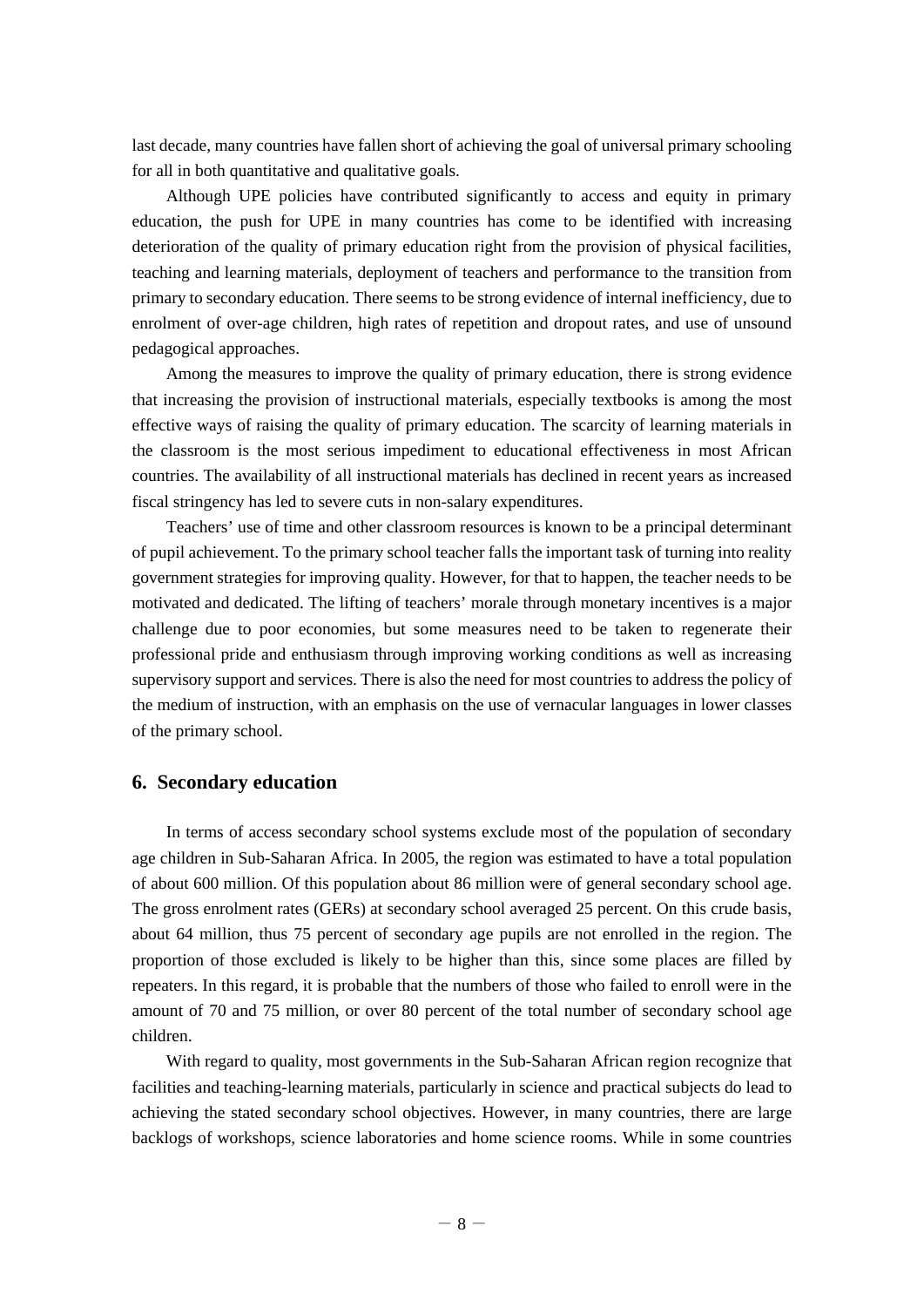last decade, many countries have fallen short of achieving the goal of universal primary schooling for all in both quantitative and qualitative goals.

Although UPE policies have contributed significantly to access and equity in primary education, the push for UPE in many countries has come to be identified with increasing deterioration of the quality of primary education right from the provision of physical facilities, teaching and learning materials, deployment of teachers and performance to the transition from primary to secondary education. There seems to be strong evidence of internal inefficiency, due to enrolment of over-age children, high rates of repetition and dropout rates, and use of unsound pedagogical approaches.

Among the measures to improve the quality of primary education, there is strong evidence that increasing the provision of instructional materials, especially textbooks is among the most effective ways of raising the quality of primary education. The scarcity of learning materials in the classroom is the most serious impediment to educational effectiveness in most African countries. The availability of all instructional materials has declined in recent years as increased fiscal stringency has led to severe cuts in non-salary expenditures.

Teachers' use of time and other classroom resources is known to be a principal determinant of pupil achievement. To the primary school teacher falls the important task of turning into reality government strategies for improving quality. However, for that to happen, the teacher needs to be motivated and dedicated. The lifting of teachers' morale through monetary incentives is a major challenge due to poor economies, but some measures need to be taken to regenerate their professional pride and enthusiasm through improving working conditions as well as increasing supervisory support and services. There is also the need for most countries to address the policy of the medium of instruction, with an emphasis on the use of vernacular languages in lower classes of the primary school.

## 6. Secondary education

In terms of access secondary school systems exclude most of the population of secondary age children in Sub-Saharan Africa. In 2005, the region was estimated to have a total population of about 600 million. Of this population about 86 million were of general secondary school age. The gross enrolment rates (GERs) at secondary school averaged 25 percent. On this crude basis, about 64 million, thus 75 percent of secondary age pupils are not enrolled in the region. The proportion of those excluded is likely to be higher than this, since some places are filled by repeaters. In this regard, it is probable that the numbers of those who failed to enroll were in the amount of 70 and 75 million, or over 80 percent of the total number of secondary school age children.

With regard to quality, most governments in the Sub-Saharan African region recognize that facilities and teaching-learning materials, particularly in science and practical subjects do lead to achieving the stated secondary school objectives. However, in many countries, there are large backlogs of workshops, science laboratories and home science rooms. While in some countries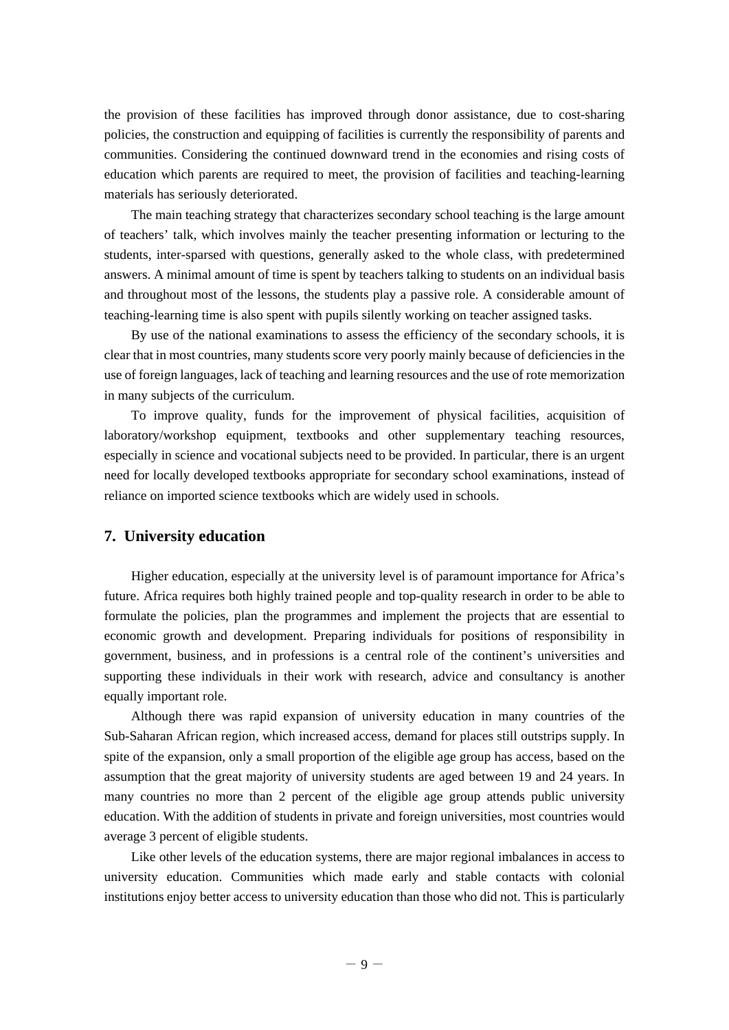the provision of these facilities has improved through donor assistance, due to cost-sharing policies, the construction and equipping of facilities is currently the responsibility of parents and communities. Considering the continued downward trend in the economies and rising costs of education which parents are required to meet, the provision of facilities and teaching-learning materials has seriously deteriorated.

The main teaching strategy that characterizes secondary school teaching is the large amount of teachers' talk, which involves mainly the teacher presenting information or lecturing to the students, inter-sparsed with questions, generally asked to the whole class, with predetermined answers. A minimal amount of time is spent by teachers talking to students on an individual basis and throughout most of the lessons, the students play a passive role. A considerable amount of teaching-learning time is also spent with pupils silently working on teacher assigned tasks.

By use of the national examinations to assess the efficiency of the secondary schools, it is clear that in most countries, many students score very poorly mainly because of deficiencies in the use of foreign languages, lack of teaching and learning resources and the use of rote memorization in many subjects of the curriculum.

To improve quality, funds for the improvement of physical facilities, acquisition of laboratory/workshop equipment, textbooks and other supplementary teaching resources, especially in science and vocational subjects need to be provided. In particular, there is an urgent need for locally developed textbooks appropriate for secondary school examinations, instead of reliance on imported science textbooks which are widely used in schools.

## 7. University education

Higher education, especially at the university level is of paramount importance for Africa's future. Africa requires both highly trained people and top-quality research in order to be able to formulate the policies, plan the programmes and implement the projects that are essential to economic growth and development. Preparing individuals for positions of responsibility in government, business, and in professions is a central role of the continent's universities and supporting these individuals in their work with research, advice and consultancy is another equally important role.

Although there was rapid expansion of university education in many countries of the Sub-Saharan African region, which increased access, demand for places still outstrips supply. In spite of the expansion, only a small proportion of the eligible age group has access, based on the assumption that the great majority of university students are aged between 19 and 24 years. In many countries no more than 2 percent of the eligible age group attends public university education. With the addition of students in private and foreign universities, most countries would average 3 percent of eligible students.

Like other levels of the education systems, there are major regional imbalances in access to university education. Communities which made early and stable contacts with colonial institutions enjoy better access to university education than those who did not. This is particularly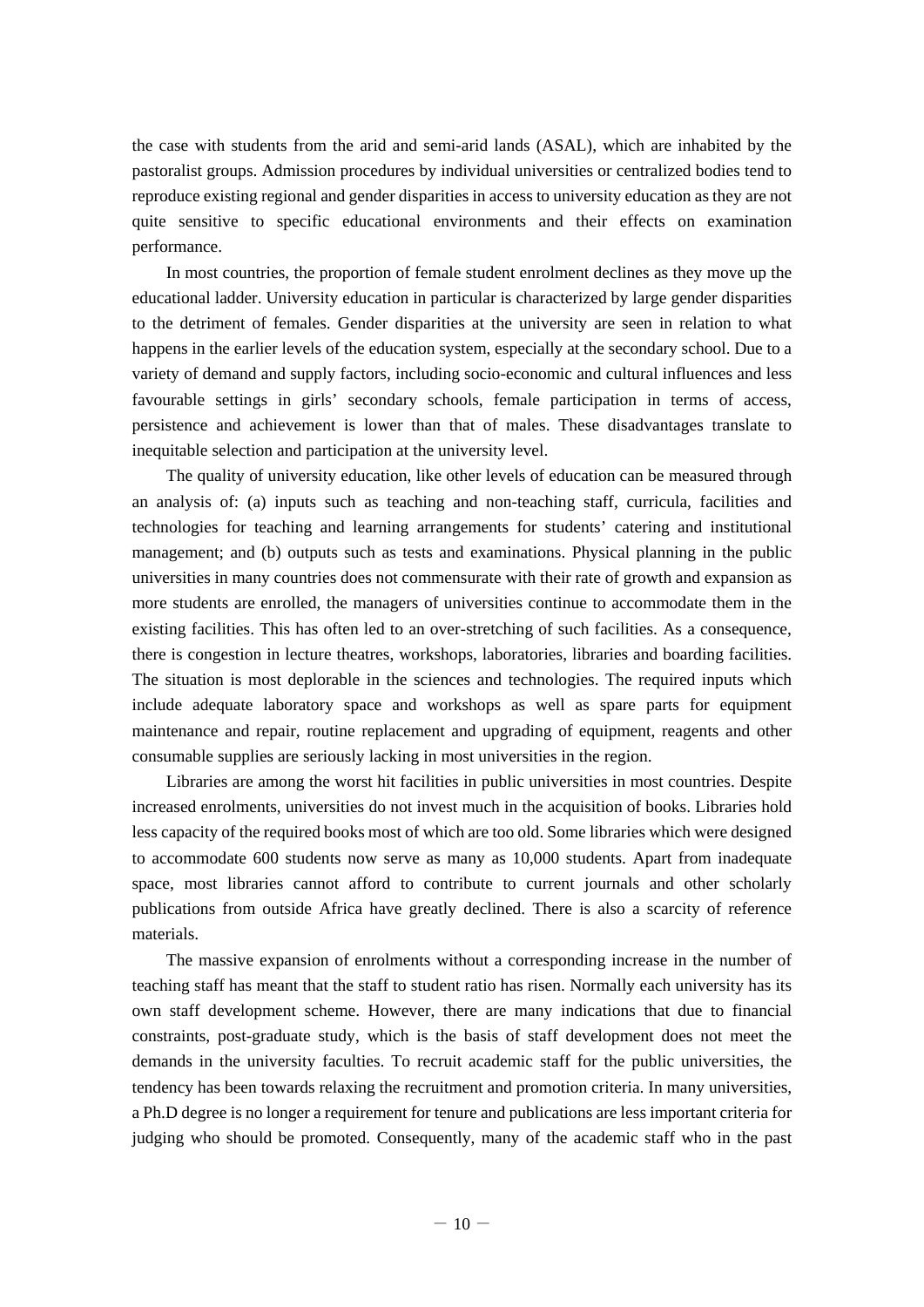the case with students from the arid and semi-arid lands (ASAL), which are inhabited by the pastoralist groups. Admission procedures by individual universities or centralized bodies tend to reproduce existing regional and gender disparities in access to university education as they are not quite sensitive to specific educational environments and their effects on examination performance.

In most countries, the proportion of female student enrolment declines as they move up the educational ladder. University education in particular is characterized by large gender disparities to the detriment of females. Gender disparities at the university are seen in relation to what happens in the earlier levels of the education system, especially at the secondary school. Due to a variety of demand and supply factors, including socio-economic and cultural influences and less favourable settings in girls' secondary schools, female participation in terms of access, persistence and achievement is lower than that of males. These disadvantages translate to inequitable selection and participation at the university level.

The quality of university education, like other levels of education can be measured through an analysis of: (a) inputs such as teaching and non-teaching staff, curricula, facilities and technologies for teaching and learning arrangements for students' catering and institutional management; and (b) outputs such as tests and examinations. Physical planning in the public universities in many countries does not commensurate with their rate of growth and expansion as more students are enrolled, the managers of universities continue to accommodate them in the existing facilities. This has often led to an over-stretching of such facilities. As a consequence, there is congestion in lecture theatres, workshops, laboratories, libraries and boarding facilities. The situation is most deplorable in the sciences and technologies. The required inputs which include adequate laboratory space and workshops as well as spare parts for equipment maintenance and repair, routine replacement and upgrading of equipment, reagents and other consumable supplies are seriously lacking in most universities in the region.

Libraries are among the worst hit facilities in public universities in most countries. Despite increased enrolments, universities do not invest much in the acquisition of books. Libraries hold less capacity of the required books most of which are too old. Some libraries which were designed to accommodate 600 students now serve as many as 10,000 students. Apart from inadequate space, most libraries cannot afford to contribute to current journals and other scholarly publications from outside Africa have greatly declined. There is also a scarcity of reference materials.

The massive expansion of enrolments without a corresponding increase in the number of teaching staff has meant that the staff to student ratio has risen. Normally each university has its own staff development scheme. However, there are many indications that due to financial constraints, post-graduate study, which is the basis of staff development does not meet the demands in the university faculties. To recruit academic staff for the public universities, the tendency has been towards relaxing the recruitment and promotion criteria. In many universities, a Ph.D degree is no longer a requirement for tenure and publications are less important criteria for judging who should be promoted. Consequently, many of the academic staff who in the past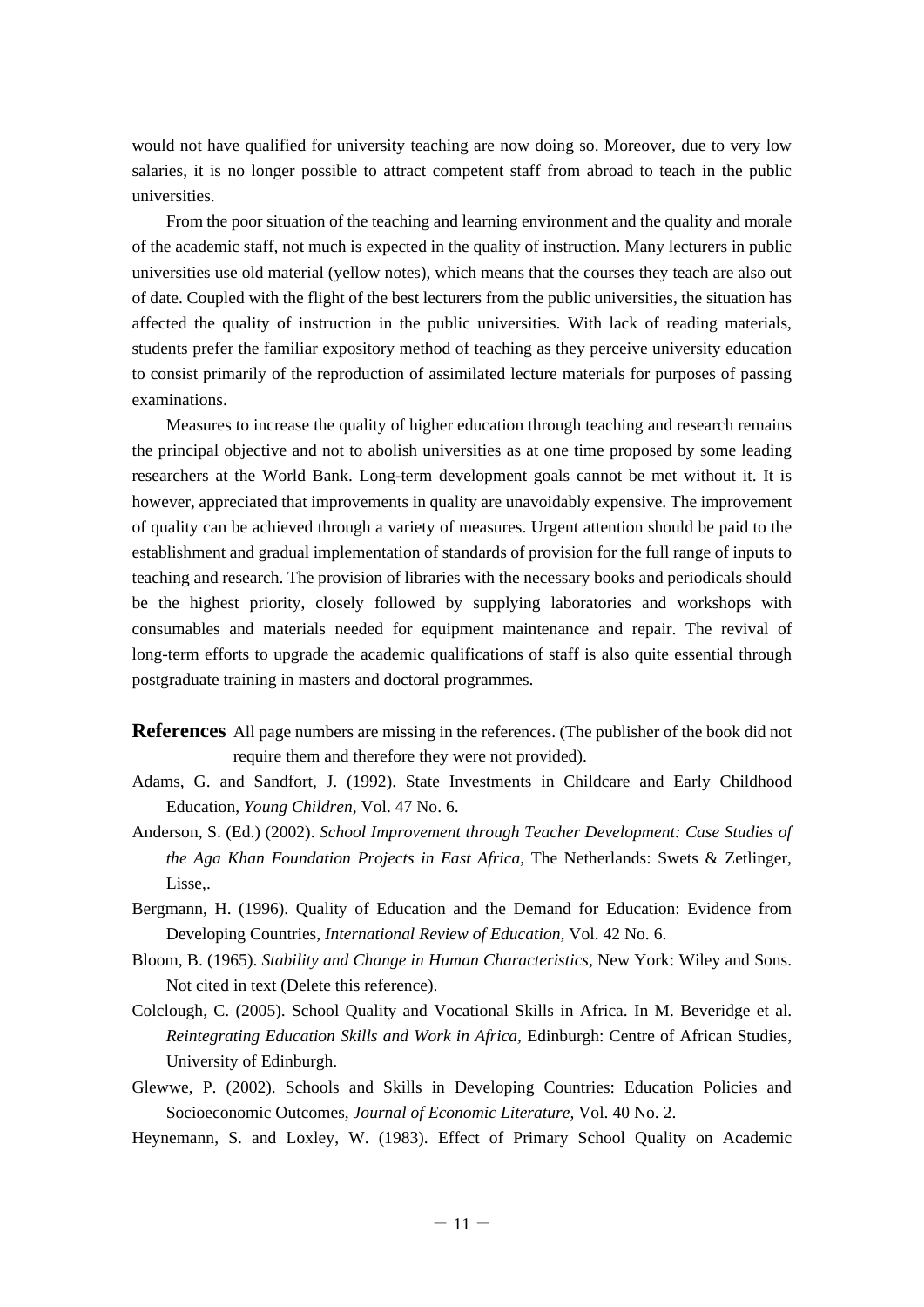would not have qualified for university teaching are now doing so. Moreover, due to very low salaries, it is no longer possible to attract competent staff from abroad to teach in the public universities.

From the poor situation of the teaching and learning environment and the quality and morale of the academic staff, not much is expected in the quality of instruction. Many lecturers in public universities use old material (yellow notes), which means that the courses they teach are also out of date. Coupled with the flight of the best lecturers from the public universities, the situation has affected the quality of instruction in the public universities. With lack of reading materials, students prefer the familiar expository method of teaching as they perceive university education to consist primarily of the reproduction of assimilated lecture materials for purposes of passing examinations.

Measures to increase the quality of higher education through teaching and research remains the principal objective and not to abolish universities as at one time proposed by some leading researchers at the World Bank. Long-term development goals cannot be met without it. It is however, appreciated that improvements in quality are unavoidably expensive. The improvement of quality can be achieved through a variety of measures. Urgent attention should be paid to the establishment and gradual implementation of standards of provision for the full range of inputs to teaching and research. The provision of libraries with the necessary books and periodicals should be the highest priority, closely followed by supplying laboratories and workshops with consumables and materials needed for equipment maintenance and repair. The revival of long-term efforts to upgrade the academic qualifications of staff is also quite essential through postgraduate training in masters and doctoral programmes.

**References** All page numbers are missing in the references. (The publisher of the book did not require them and therefore they were not provided).

Adams, G. and Sandfort, J. (1992). State Investments in Childcare and Early Childhood Education, *Young Children*, Vol. 47 No. 6.

Anderson, S. (Ed.) (2002). *School Improvement through Teacher Development: Case Studies of the Aga Khan Foundation Projects in East Africa*, The Netherlands: Swets & Zetlinger, Lisse,.

Bergmann, H. (1996). Quality of Education and the Demand for Education: Evidence from Developing Countries, *International Review of Education*, Vol. 42 No. 6.

Bloom, B. (1965). *Stability and Change in Human Characteristics*, New York: Wiley and Sons. Not cited in text (Delete this reference).

Colclough, C. (2005). School Quality and Vocational Skills in Africa. In M. Beveridge et al. *Reintegrating Education Skills and Work in Africa*, Edinburgh: Centre of African Studies, University of Edinburgh.

Glewwe, P. (2002). Schools and Skills in Developing Countries: Education Policies and Socioeconomic Outcomes, *Journal of Economic Literature*, Vol. 40 No. 2.

Heynemann, S. and Loxley, W. (1983). Effect of Primary School Quality on Academic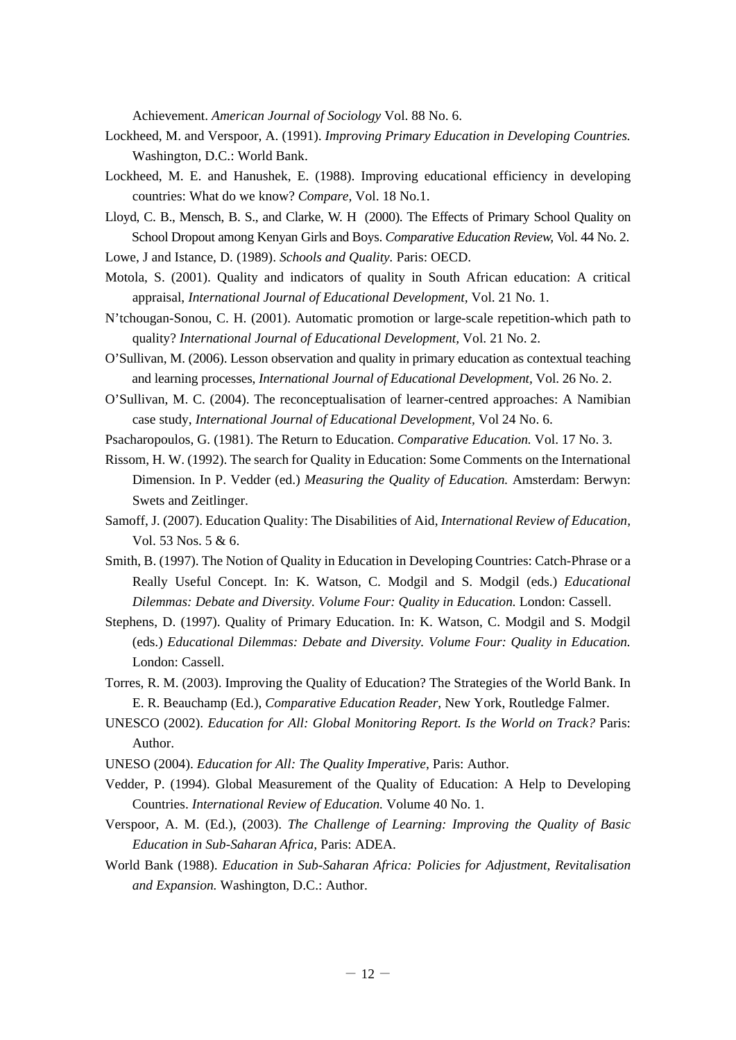Achievement. *American Journal of Sociology* Vol. 88 No. 6.

Lockheed, M. and Verspoor, A. (1991). *Improving Primary Education in Developing Countries.* Washington, D.C.: World Bank.

Lockheed, M. E. and Hanushek, E. (1988). Improving educational efficiency in developing countries: What do we know? *Compare,* Vol. 18 No.1.

Lloyd, C. B., Mensch, B. S., and Clarke, W. H (2000). The Effects of Primary School Quality on School Dropout among Kenyan Girls and Boys. *Comparative Education Review,* Vol. 44 No. 2.

Lowe, J and Istance, D. (1989). *Schools and Quality.* Paris: OECD.

Motola, S. (2001). Quality and indicators of quality in South African education: A critical appraisal, *International Journal of Educational Development,* Vol. 21 No. 1.

N'tchougan-Sonou, C. H. (2001). Automatic promotion or large-scale repetition-which path to quality? *International Journal of Educational Development,* Vol. 21 No. 2.

O'Sullivan, M. (2006). Lesson observation and quality in primary education as contextual teaching and learning processes, *International Journal of Educational Development,* Vol. 26 No. 2.

O'Sullivan, M. C. (2004). The reconceptualisation of learner-centred approaches: A Namibian case study, *International Journal of Educational Development,* Vol 24 No. 6.

Psacharopoulos, G. (1981). The Return to Education. *Comparative Education.* Vol. 17 No. 3.

Rissom, H. W. (1992). The search for Quality in Education: Some Comments on the International Dimension. In P. Vedder (ed.) *Measuring the Quality of Education.* Amsterdam: Berwyn: Swets and Zeitlinger.

Samoff, J. (2007). Education Quality: The Disabilities of Aid, *International Review of Education,* Vol. 53 Nos. 5 & 6.

Smith, B. (1997). The Notion of Quality in Education in Developing Countries: Catch-Phrase or a Really Useful Concept. In: K. Watson, C. Modgil and S. Modgil (eds.) *Educational Dilemmas: Debate and Diversity. Volume Four: Quality in Education.* London: Cassell.

Stephens, D. (1997). Quality of Primary Education. In: K. Watson, C. Modgil and S. Modgil (eds.) *Educational Dilemmas: Debate and Diversity. Volume Four: Quality in Education.* London: Cassell.

Torres, R. M. (2003). Improving the Quality of Education? The Strategies of the World Bank. In E. R. Beauchamp (Ed.), *Comparative Education Reader,* New York, Routledge Falmer.

UNESCO (2002). *Education for All: Global Monitoring Report. Is the World on Track?* Paris: Author.

UNESO (2004). *Education for All: The Quality Imperative,* Paris: Author.

Vedder, P. (1994). Global Measurement of the Quality of Education: A Help to Developing Countries. *International Review of Education.* Volume 40 No. 1.

Verspoor, A. M. (Ed.), (2003). *The Challenge of Learning: Improving the Quality of Basic Education in Sub-Saharan Africa,* Paris: ADEA.

World Bank (1988). *Education in Sub-Saharan Africa: Policies for Adjustment, Revitalisation and Expansion.* Washington, D.C.: Author.